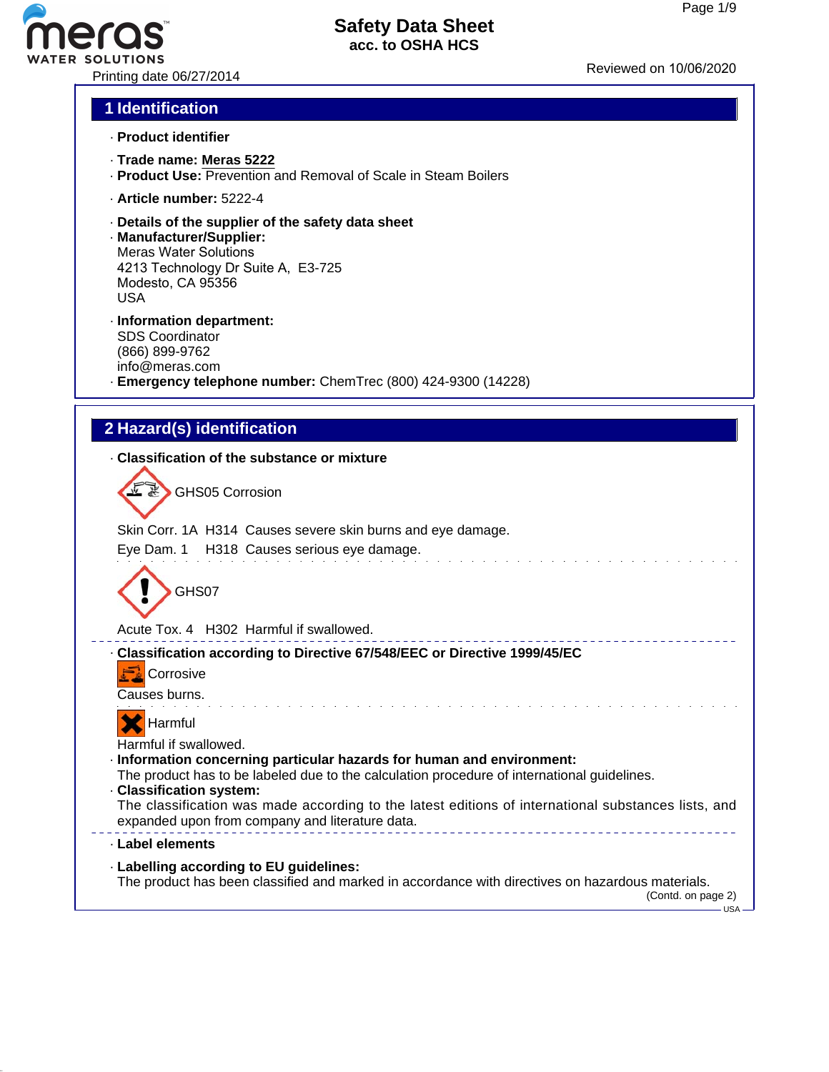# Safety Data Sheet
acc. to OSHA HCS

Printing date 06/27/2014

Reviewed on 10/06/2020

## 1 Identification

· **Product identifier**

· **Trade name: Meras 5222**
· **Product Use:** Prevention and Removal of Scale in Steam Boilers

· **Article number:** 5222-4

· **Details of the supplier of the safety data sheet**
· **Manufacturer/Supplier:**
Meras Water Solutions
4213 Technology Dr Suite A, E3-725
Modesto, CA 95356
USA

· **Information department:**
SDS Coordinator
(866) 899-9762
info@meras.com
· **Emergency telephone number:** ChemTrec (800) 424-9300 (14228)

## 2 Hazard(s) identification

· **Classification of the substance or mixture**

GHS05 Corrosion

Skin Corr. 1A H314 Causes severe skin burns and eye damage.
Eye Dam. 1 H318 Causes serious eye damage.

GHS07

Acute Tox. 4 H302 Harmful if swallowed.

· **Classification according to Directive 67/548/EEC or Directive 1999/45/EC**

Corrosive

Causes burns.

Harmful

Harmful if swallowed.
· **Information concerning particular hazards for human and environment:**
The product has to be labeled due to the calculation procedure of international guidelines.
· **Classification system:**
The classification was made according to the latest editions of international substances lists, and expanded upon from company and literature data.

· **Label elements**

· **Labelling according to EU guidelines:**
The product has been classified and marked in accordance with directives on hazardous materials.

(Contd. on page 2)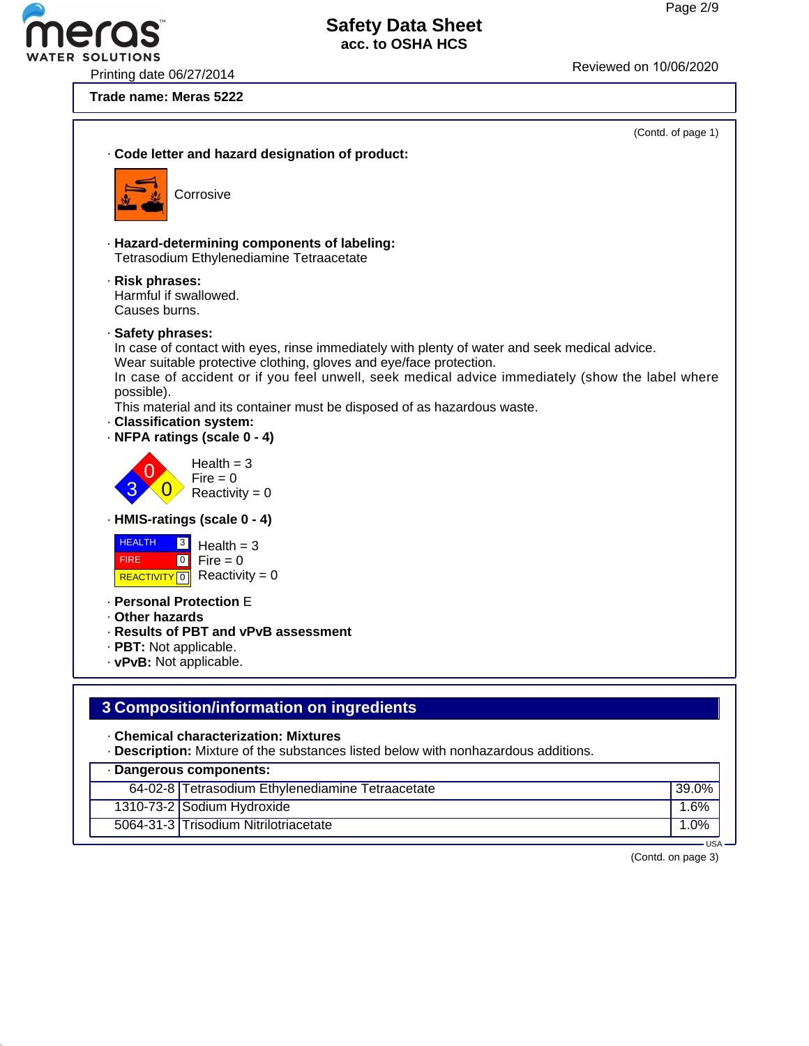Printing date 06/27/2014

Reviewed on 10/06/2020

**Trade name: Meras 5222**

(Contd. of page 1)

· **Code letter and hazard designation of product:**

Corrosive

· **Hazard-determining components of labeling:**
Tetrasodium Ethylenediamine Tetraacetate

· **Risk phrases:**
Harmful if swallowed.
Causes burns.

· **Safety phrases:**
In case of contact with eyes, rinse immediately with plenty of water and seek medical advice.
Wear suitable protective clothing, gloves and eye/face protection.
In case of accident or if you feel unwell, seek medical advice immediately (show the label where possible).
This material and its container must be disposed of as hazardous waste.

· **Classification system:**

· **NFPA ratings (scale 0 - 4)**

Health = 3
Fire = 0
Reactivity = 0

· **HMIS-ratings (scale 0 - 4)**

| HEALTH | 3 |
|---|---|
| FIRE | 0 |
| REACTIVITY | 0 |

Health = 3
Fire = 0
Reactivity = 0

· **Personal Protection** E

· **Other hazards**

· **Results of PBT and vPvB assessment**

· **PBT:** Not applicable.

· **vPvB:** Not applicable.

## 3 Composition/information on ingredients

· **Chemical characterization: Mixtures**

· **Description:** Mixture of the substances listed below with nonhazardous additions.

· **Dangerous components:**

| CAS | Component | % |
|---|---|---|
| 64-02-8 | Tetrasodium Ethylenediamine Tetraacetate | 39.0% |
| 1310-73-2 | Sodium Hydroxide | 1.6% |
| 5064-31-3 | Trisodium Nitrilotriacetate | 1.0% |

USA

(Contd. on page 3)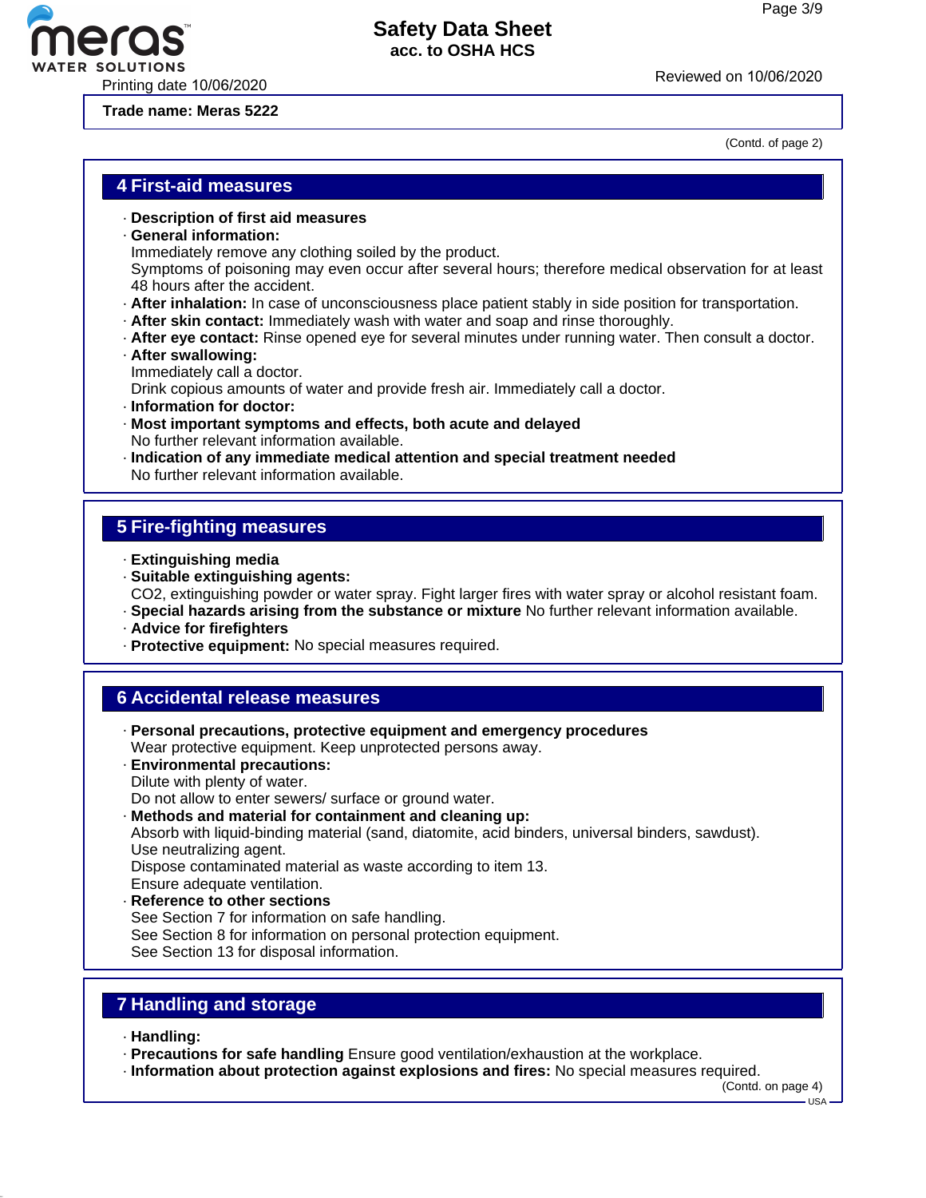**Trade name: Meras 5222**

(Contd. of page 2)

## 4 First-aid measures

- **Description of first aid measures**
- **General information:**
  Immediately remove any clothing soiled by the product.
  Symptoms of poisoning may even occur after several hours; therefore medical observation for at least 48 hours after the accident.
- **After inhalation:** In case of unconsciousness place patient stably in side position for transportation.
- **After skin contact:** Immediately wash with water and soap and rinse thoroughly.
- **After eye contact:** Rinse opened eye for several minutes under running water. Then consult a doctor.
- **After swallowing:**
  Immediately call a doctor.
  Drink copious amounts of water and provide fresh air. Immediately call a doctor.
- **Information for doctor:**
- **Most important symptoms and effects, both acute and delayed**
  No further relevant information available.
- **Indication of any immediate medical attention and special treatment needed**
  No further relevant information available.

## 5 Fire-fighting measures

- **Extinguishing media**
- **Suitable extinguishing agents:**
  $CO_2$, extinguishing powder or water spray. Fight larger fires with water spray or alcohol resistant foam.
- **Special hazards arising from the substance or mixture** No further relevant information available.
- **Advice for firefighters**
- **Protective equipment:** No special measures required.

## 6 Accidental release measures

- **Personal precautions, protective equipment and emergency procedures**
  Wear protective equipment. Keep unprotected persons away.
- **Environmental precautions:**
  Dilute with plenty of water.
  Do not allow to enter sewers/ surface or ground water.
- **Methods and material for containment and cleaning up:**
  Absorb with liquid-binding material (sand, diatomite, acid binders, universal binders, sawdust).
  Use neutralizing agent.
  Dispose contaminated material as waste according to item 13.
  Ensure adequate ventilation.
- **Reference to other sections**
  See Section 7 for information on safe handling.
  See Section 8 for information on personal protection equipment.
  See Section 13 for disposal information.

## 7 Handling and storage

- **Handling:**
- **Precautions for safe handling** Ensure good ventilation/exhaustion at the workplace.
- **Information about protection against explosions and fires:** No special measures required.

(Contd. on page 4)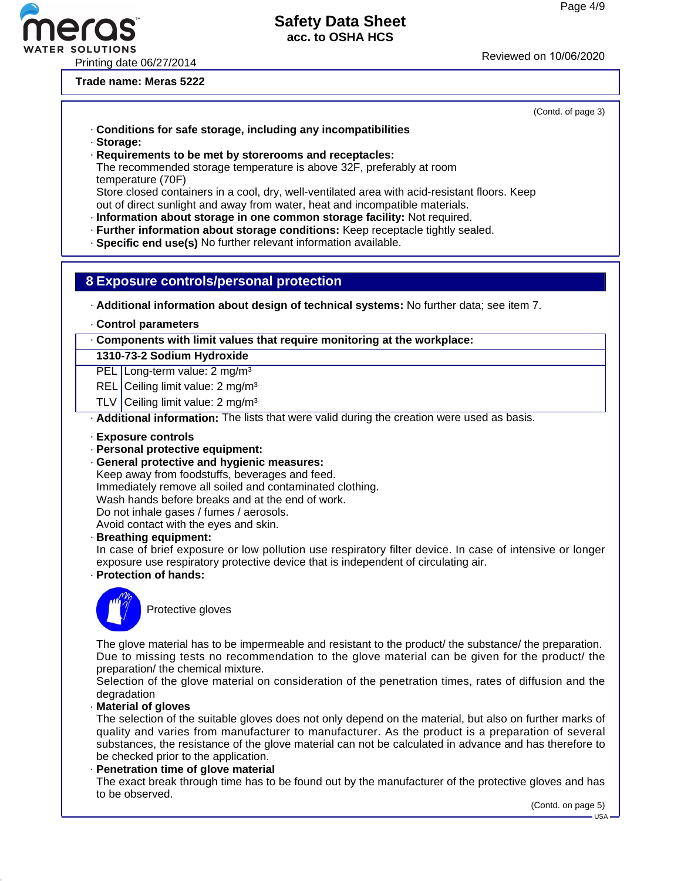**Trade name: Meras 5222**

(Contd. of page 3)

· **Conditions for safe storage, including any incompatibilities**
· **Storage:**
· **Requirements to be met by storerooms and receptacles:**
The recommended storage temperature is above 32F, preferably at room temperature (70F)
Store closed containers in a cool, dry, well-ventilated area with acid-resistant floors. Keep out of direct sunlight and away from water, heat and incompatible materials.
· **Information about storage in one common storage facility:** Not required.
· **Further information about storage conditions:** Keep receptacle tightly sealed.
· **Specific end use(s)** No further relevant information available.

## 8 Exposure controls/personal protection

· **Additional information about design of technical systems:** No further data; see item 7.

· **Control parameters**

| · **Components with limit values that require monitoring at the workplace:** | |
|---|---|
| **1310-73-2 Sodium Hydroxide** | |
| PEL | Long-term value: 2 mg/m³ |
| REL | Ceiling limit value: 2 mg/m³ |
| TLV | Ceiling limit value: 2 mg/m³ |

· **Additional information:** The lists that were valid during the creation were used as basis.

· **Exposure controls**
· **Personal protective equipment:**
· **General protective and hygienic measures:**
Keep away from foodstuffs, beverages and feed.
Immediately remove all soiled and contaminated clothing.
Wash hands before breaks and at the end of work.
Do not inhale gases / fumes / aerosols.
Avoid contact with the eyes and skin.
· **Breathing equipment:**
In case of brief exposure or low pollution use respiratory filter device. In case of intensive or longer exposure use respiratory protective device that is independent of circulating air.
· **Protection of hands:**

Protective gloves

The glove material has to be impermeable and resistant to the product/ the substance/ the preparation.
Due to missing tests no recommendation to the glove material can be given for the product/ the preparation/ the chemical mixture.
Selection of the glove material on consideration of the penetration times, rates of diffusion and the degradation
· **Material of gloves**
The selection of the suitable gloves does not only depend on the material, but also on further marks of quality and varies from manufacturer to manufacturer. As the product is a preparation of several substances, the resistance of the glove material can not be calculated in advance and has therefore to be checked prior to the application.
· **Penetration time of glove material**
The exact break through time has to be found out by the manufacturer of the protective gloves and has to be observed.

(Contd. on page 5)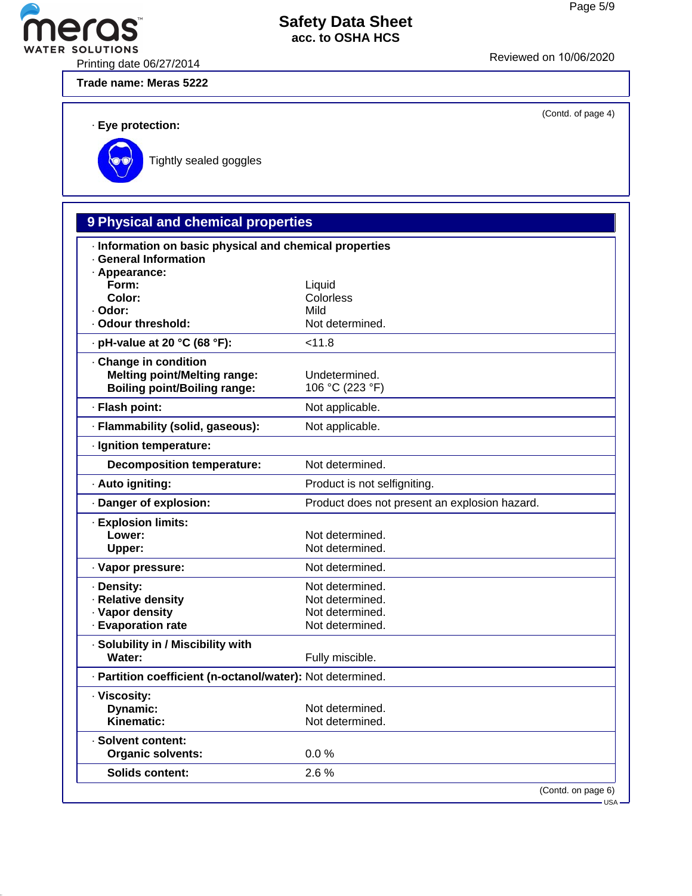Trade name: Meras 5222

(Contd. of page 4)

· **Eye protection:**

Tightly sealed goggles

## 9 Physical and chemical properties

| Property | Value |
|---|---|
| · **Information on basic physical and chemical properties** | |
| · **General Information** | |
| · **Appearance:** | |
| **Form:** | Liquid |
| **Color:** | Colorless |
| · **Odor:** | Mild |
| · **Odour threshold:** | Not determined. |
| · **pH-value at 20 °C (68 °F):** | <11.8 |
| · **Change in condition** | |
| **Melting point/Melting range:** | Undetermined. |
| **Boiling point/Boiling range:** | 106 °C (223 °F) |
| · **Flash point:** | Not applicable. |
| · **Flammability (solid, gaseous):** | Not applicable. |
| · **Ignition temperature:** | |
| **Decomposition temperature:** | Not determined. |
| · **Auto igniting:** | Product is not selfigniting. |
| · **Danger of explosion:** | Product does not present an explosion hazard. |
| · **Explosion limits:** | |
| **Lower:** | Not determined. |
| **Upper:** | Not determined. |
| · **Vapor pressure:** | Not determined. |
| · **Density:** | Not determined. |
| · **Relative density** | Not determined. |
| · **Vapor density** | Not determined. |
| · **Evaporation rate** | Not determined. |
| · **Solubility in / Miscibility with** | |
| **Water:** | Fully miscible. |
| · **Partition coefficient (n-octanol/water):** | Not determined. |
| · **Viscosity:** | |
| **Dynamic:** | Not determined. |
| **Kinematic:** | Not determined. |
| · **Solvent content:** | |
| **Organic solvents:** | 0.0 % |
| **Solids content:** | 2.6 % |

(Contd. on page 6)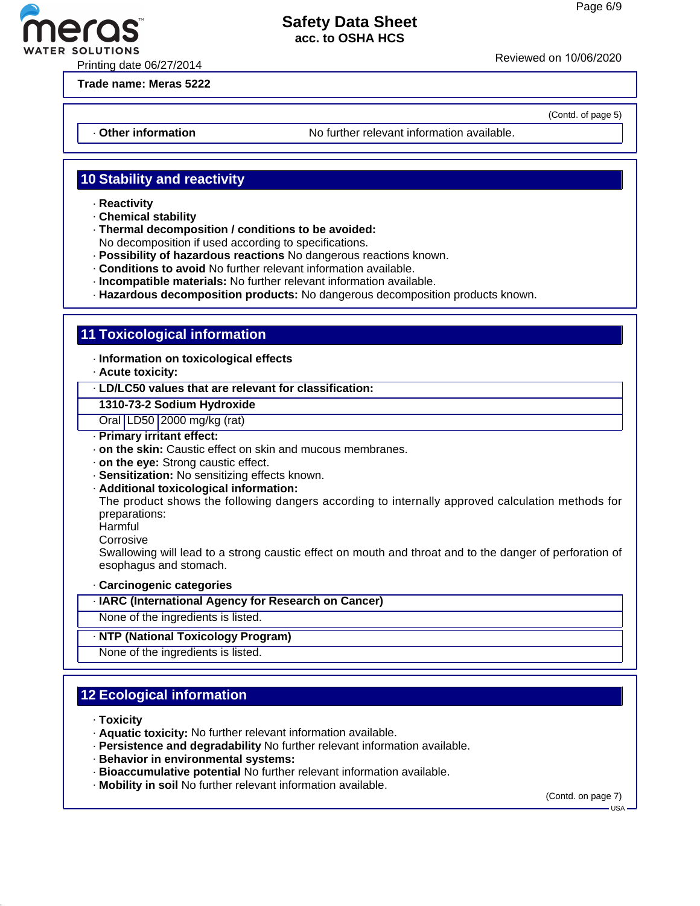Trade name: Meras 5222

(Contd. of page 5)

· **Other information** No further relevant information available.

## 10 Stability and reactivity

· **Reactivity**
· **Chemical stability**
· **Thermal decomposition / conditions to be avoided:**
No decomposition if used according to specifications.
· **Possibility of hazardous reactions** No dangerous reactions known.
· **Conditions to avoid** No further relevant information available.
· **Incompatible materials:** No further relevant information available.
· **Hazardous decomposition products:** No dangerous decomposition products known.

## 11 Toxicological information

· **Information on toxicological effects**
· **Acute toxicity:**

| · LD/LC50 values that are relevant for classification: | | |
|---|---|---|
| **1310-73-2 Sodium Hydroxide** | | |
| Oral | LD50 | 2000 mg/kg (rat) |

· **Primary irritant effect:**
· **on the skin:** Caustic effect on skin and mucous membranes.
· **on the eye:** Strong caustic effect.
· **Sensitization:** No sensitizing effects known.
· **Additional toxicological information:**
The product shows the following dangers according to internally approved calculation methods for preparations:
Harmful
Corrosive
Swallowing will lead to a strong caustic effect on mouth and throat and to the danger of perforation of esophagus and stomach.

· **Carcinogenic categories**

· **IARC (International Agency for Research on Cancer)**
None of the ingredients is listed.

· **NTP (National Toxicology Program)**
None of the ingredients is listed.

## 12 Ecological information

· **Toxicity**
· **Aquatic toxicity:** No further relevant information available.
· **Persistence and degradability** No further relevant information available.
· **Behavior in environmental systems:**
· **Bioaccumulative potential** No further relevant information available.
· **Mobility in soil** No further relevant information available.

(Contd. on page 7)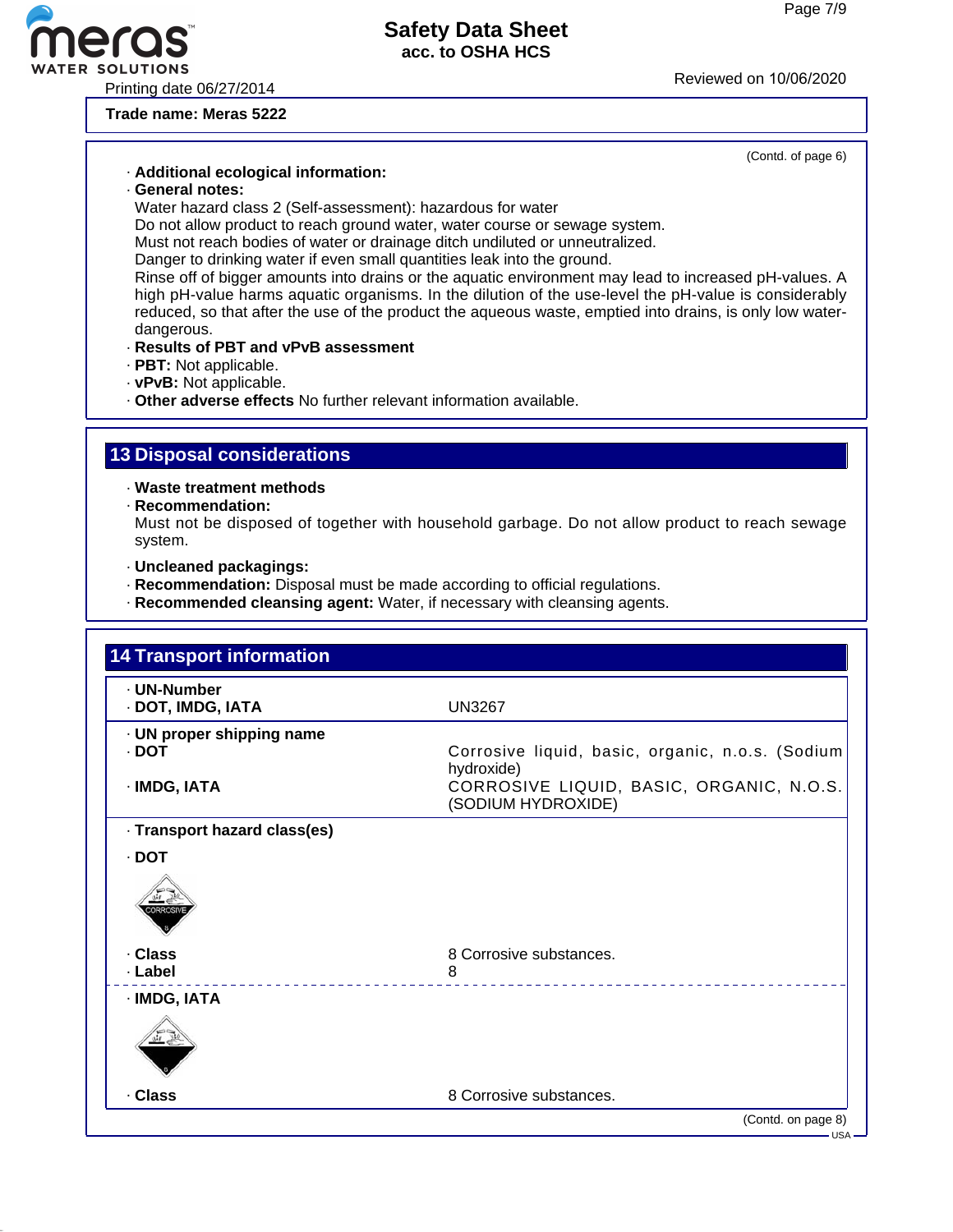Trade name: Meras 5222

(Contd. of page 6)

· **Additional ecological information:**
· **General notes:**
Water hazard class 2 (Self-assessment): hazardous for water
Do not allow product to reach ground water, water course or sewage system.
Must not reach bodies of water or drainage ditch undiluted or unneutralized.
Danger to drinking water if even small quantities leak into the ground.
Rinse off of bigger amounts into drains or the aquatic environment may lead to increased pH-values. A high pH-value harms aquatic organisms. In the dilution of the use-level the pH-value is considerably reduced, so that after the use of the product the aqueous waste, emptied into drains, is only low water-dangerous.
· **Results of PBT and vPvB assessment**
· **PBT:** Not applicable.
· **vPvB:** Not applicable.
· **Other adverse effects** No further relevant information available.

## 13 Disposal considerations

· **Waste treatment methods**
· **Recommendation:**
Must not be disposed of together with household garbage. Do not allow product to reach sewage system.

· **Uncleaned packagings:**
· **Recommendation:** Disposal must be made according to official regulations.
· **Recommended cleansing agent:** Water, if necessary with cleansing agents.

## 14 Transport information

| | |
|---|---|
| · **UN-Number** | |
| · **DOT, IMDG, IATA** | UN3267 |
| · **UN proper shipping name** | |
| · **DOT** | Corrosive liquid, basic, organic, n.o.s. (Sodium hydroxide) |
| · **IMDG, IATA** | CORROSIVE LIQUID, BASIC, ORGANIC, N.O.S. (SODIUM HYDROXIDE) |
| · **Transport hazard class(es)** | |
| · **DOT** | |
| · **Class** | 8 Corrosive substances. |
| · **Label** | 8 |
| · **IMDG, IATA** | |
| · **Class** | 8 Corrosive substances. |

(Contd. on page 8)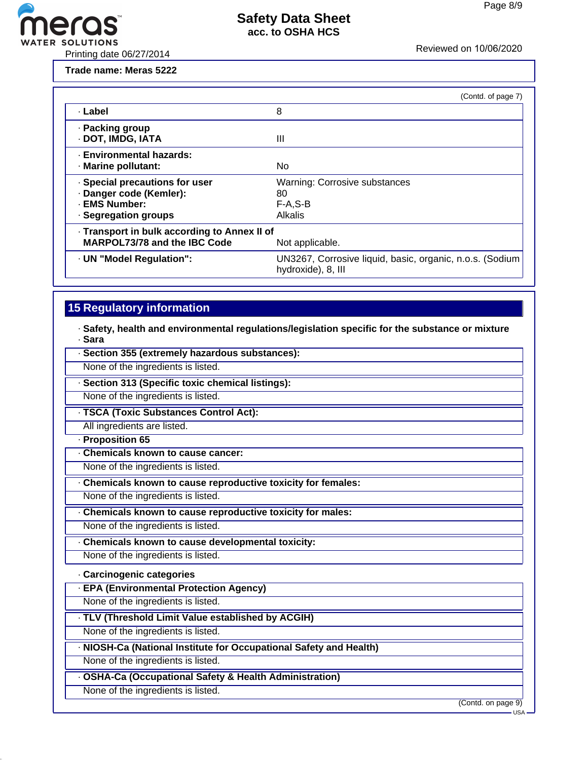Trade name: Meras 5222

(Contd. of page 7)

| | |
|---|---|
| · **Label** | 8 |
| · **Packing group**<br>· **DOT, IMDG, IATA** | III |
| · **Environmental hazards:**<br>· **Marine pollutant:** | No |
| · **Special precautions for user**<br>· **Danger code (Kemler):**<br>· **EMS Number:**<br>· **Segregation groups** | Warning: Corrosive substances<br>80<br>F-A,S-B<br>Alkalis |
| · **Transport in bulk according to Annex II of MARPOL73/78 and the IBC Code** | Not applicable. |
| · **UN "Model Regulation":** | UN3267, Corrosive liquid, basic, organic, n.o.s. (Sodium hydroxide), 8, III |

## 15 Regulatory information

· **Safety, health and environmental regulations/legislation specific for the substance or mixture**
· **Sara**

· **Section 355 (extremely hazardous substances):**
None of the ingredients is listed.

· **Section 313 (Specific toxic chemical listings):**
None of the ingredients is listed.

· **TSCA (Toxic Substances Control Act):**
All ingredients are listed.

· **Proposition 65**

· **Chemicals known to cause cancer:**
None of the ingredients is listed.

· **Chemicals known to cause reproductive toxicity for females:**
None of the ingredients is listed.

· **Chemicals known to cause reproductive toxicity for males:**
None of the ingredients is listed.

· **Chemicals known to cause developmental toxicity:**
None of the ingredients is listed.

· **Carcinogenic categories**

· **EPA (Environmental Protection Agency)**
None of the ingredients is listed.

· **TLV (Threshold Limit Value established by ACGIH)**
None of the ingredients is listed.

· **NIOSH-Ca (National Institute for Occupational Safety and Health)**
None of the ingredients is listed.

· **OSHA-Ca (Occupational Safety & Health Administration)**
None of the ingredients is listed.

(Contd. on page 9)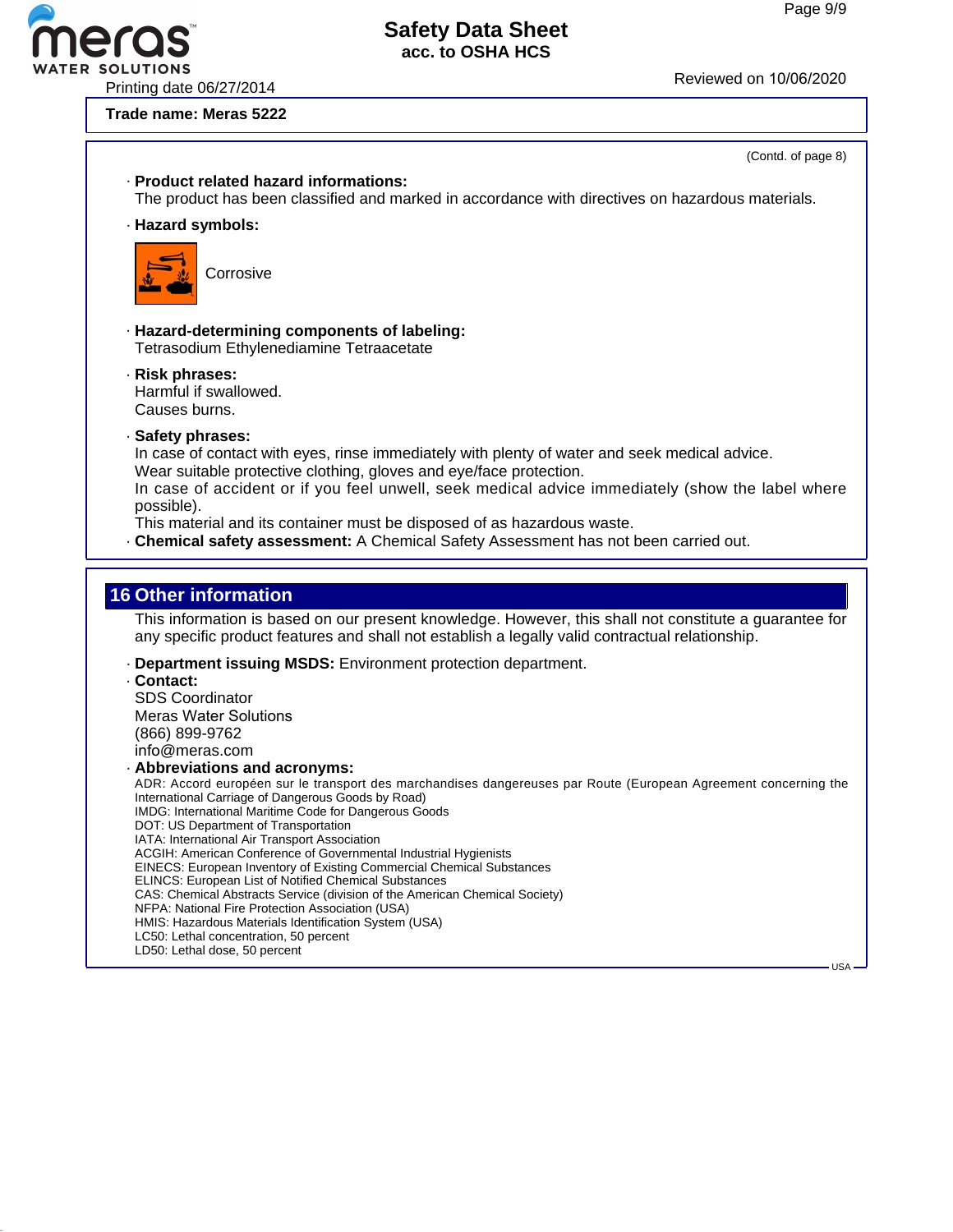**Trade name: Meras 5222**

(Contd. of page 8)

· **Product related hazard informations:**
The product has been classified and marked in accordance with directives on hazardous materials.

· **Hazard symbols:**

Corrosive

· **Hazard-determining components of labeling:**
Tetrasodium Ethylenediamine Tetraacetate

· **Risk phrases:**
Harmful if swallowed.
Causes burns.

· **Safety phrases:**
In case of contact with eyes, rinse immediately with plenty of water and seek medical advice.
Wear suitable protective clothing, gloves and eye/face protection.
In case of accident or if you feel unwell, seek medical advice immediately (show the label where possible).
This material and its container must be disposed of as hazardous waste.

· **Chemical safety assessment:** A Chemical Safety Assessment has not been carried out.

## 16 Other information

This information is based on our present knowledge. However, this shall not constitute a guarantee for any specific product features and shall not establish a legally valid contractual relationship.

· **Department issuing MSDS:** Environment protection department.

· **Contact:**
SDS Coordinator
Meras Water Solutions
(866) 899-9762
info@meras.com

· **Abbreviations and acronyms:**
ADR: Accord européen sur le transport des marchandises dangereuses par Route (European Agreement concerning the International Carriage of Dangerous Goods by Road)
IMDG: International Maritime Code for Dangerous Goods
DOT: US Department of Transportation
IATA: International Air Transport Association
ACGIH: American Conference of Governmental Industrial Hygienists
EINECS: European Inventory of Existing Commercial Chemical Substances
ELINCS: European List of Notified Chemical Substances
CAS: Chemical Abstracts Service (division of the American Chemical Society)
NFPA: National Fire Protection Association (USA)
HMIS: Hazardous Materials Identification System (USA)
LC50: Lethal concentration, 50 percent
LD50: Lethal dose, 50 percent